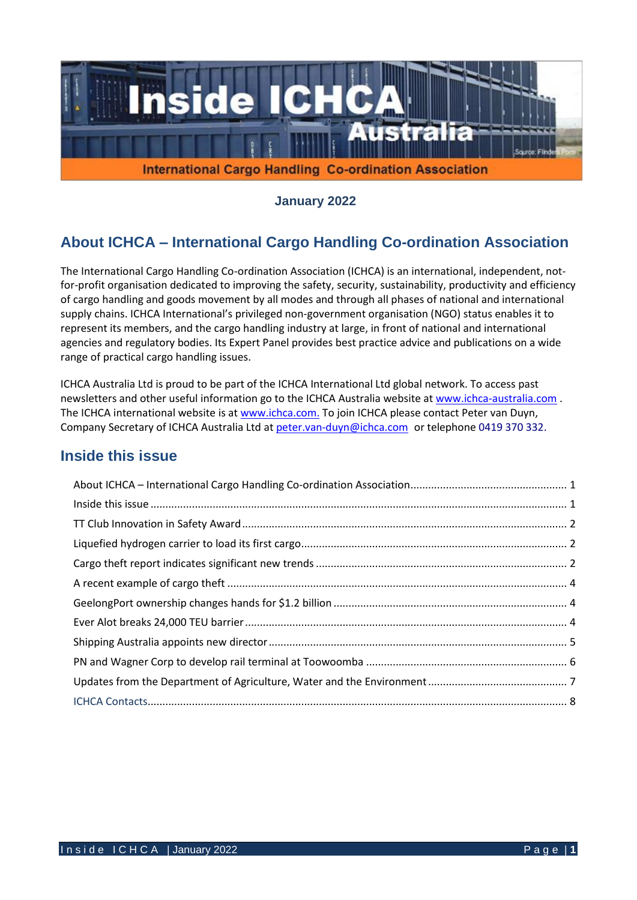# Inside ICHCA Australia

International Cargo Handling Co-ordination Association

**January 2022**

## About ICHCA – International Cargo Handling Co-ordination Association

The International Cargo Handling Co-ordination Association (ICHCA) is an international, independent, not-for-profit organisation dedicated to improving the safety, security, sustainability, productivity and efficiency of cargo handling and goods movement by all modes and through all phases of national and international supply chains. ICHCA International's privileged non-government organisation (NGO) status enables it to represent its members, and the cargo handling industry at large, in front of national and international agencies and regulatory bodies. Its Expert Panel provides best practice advice and publications on a wide range of practical cargo handling issues.

ICHCA Australia Ltd is proud to be part of the ICHCA International Ltd global network. To access past newsletters and other useful information go to the ICHCA Australia website at www.ichca-australia.com . The ICHCA international website is at www.ichca.com. To join ICHCA please contact Peter van Duyn, Company Secretary of ICHCA Australia Ltd at peter.van-duyn@ichca.com or telephone 0419 370 332.

## Inside this issue

- About ICHCA – International Cargo Handling Co-ordination Association ... 1
- Inside this issue ... 1
- TT Club Innovation in Safety Award ... 2
- Liquefied hydrogen carrier to load its first cargo ... 2
- Cargo theft report indicates significant new trends ... 2
- A recent example of cargo theft ... 4
- GeelongPort ownership changes hands for $1.2 billion ... 4
- Ever Alot breaks 24,000 TEU barrier ... 4
- Shipping Australia appoints new director ... 5
- PN and Wagner Corp to develop rail terminal at Toowoomba ... 6
- Updates from the Department of Agriculture, Water and the Environment ... 7
- ICHCA Contacts ... 8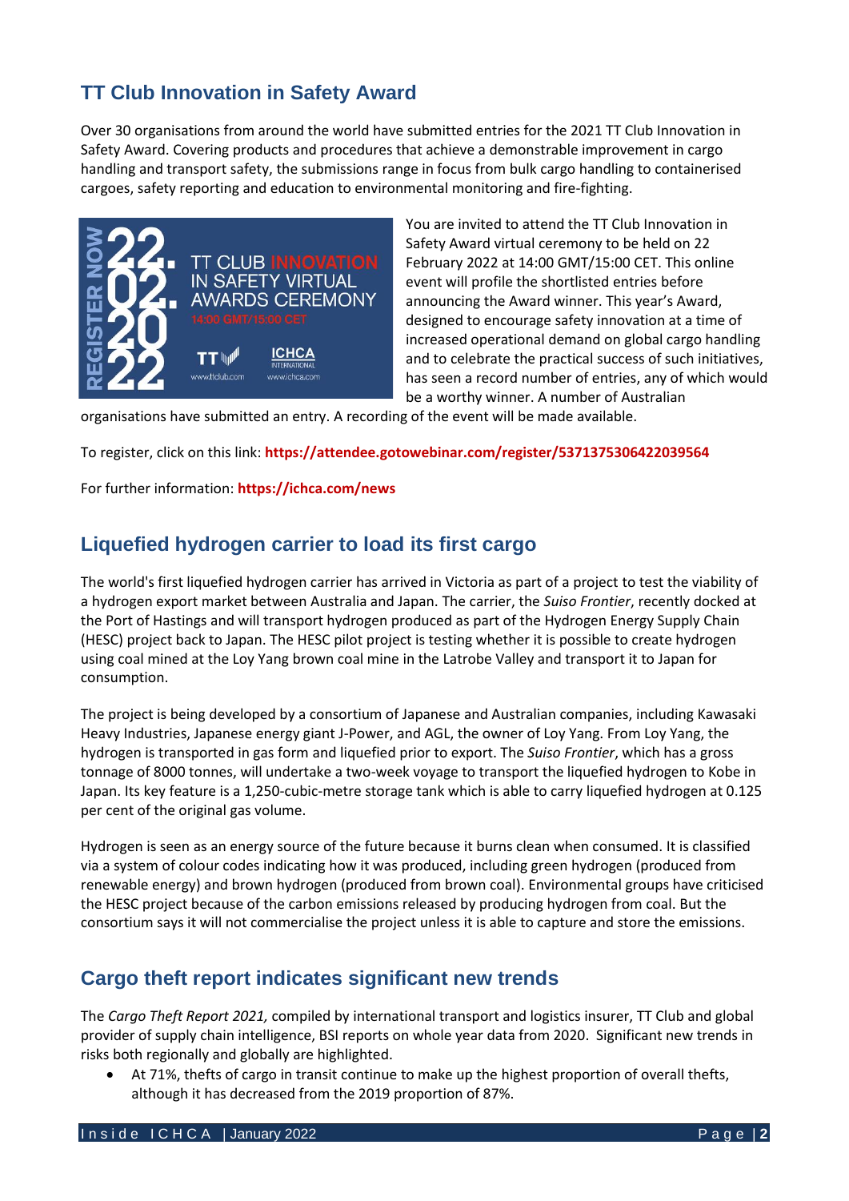## TT Club Innovation in Safety Award

Over 30 organisations from around the world have submitted entries for the 2021 TT Club Innovation in Safety Award. Covering products and procedures that achieve a demonstrable improvement in cargo handling and transport safety, the submissions range in focus from bulk cargo handling to containerised cargoes, safety reporting and education to environmental monitoring and fire-fighting.

You are invited to attend the TT Club Innovation in Safety Award virtual ceremony to be held on 22 February 2022 at 14:00 GMT/15:00 CET. This online event will profile the shortlisted entries before announcing the Award winner. This year's Award, designed to encourage safety innovation at a time of increased operational demand on global cargo handling and to celebrate the practical success of such initiatives, has seen a record number of entries, any of which would be a worthy winner. A number of Australian organisations have submitted an entry. A recording of the event will be made available.

To register, click on this link: **https://attendee.gotowebinar.com/register/5371375306422039564**

For further information: **https://ichca.com/news**

## Liquefied hydrogen carrier to load its first cargo

The world's first liquefied hydrogen carrier has arrived in Victoria as part of a project to test the viability of a hydrogen export market between Australia and Japan. The carrier, the *Suiso Frontier*, recently docked at the Port of Hastings and will transport hydrogen produced as part of the Hydrogen Energy Supply Chain (HESC) project back to Japan. The HESC pilot project is testing whether it is possible to create hydrogen using coal mined at the Loy Yang brown coal mine in the Latrobe Valley and transport it to Japan for consumption.

The project is being developed by a consortium of Japanese and Australian companies, including Kawasaki Heavy Industries, Japanese energy giant J-Power, and AGL, the owner of Loy Yang. From Loy Yang, the hydrogen is transported in gas form and liquefied prior to export. The *Suiso Frontier*, which has a gross tonnage of 8000 tonnes, will undertake a two-week voyage to transport the liquefied hydrogen to Kobe in Japan. Its key feature is a 1,250-cubic-metre storage tank which is able to carry liquefied hydrogen at 0.125 per cent of the original gas volume.

Hydrogen is seen as an energy source of the future because it burns clean when consumed. It is classified via a system of colour codes indicating how it was produced, including green hydrogen (produced from renewable energy) and brown hydrogen (produced from brown coal). Environmental groups have criticised the HESC project because of the carbon emissions released by producing hydrogen from coal. But the consortium says it will not commercialise the project unless it is able to capture and store the emissions.

## Cargo theft report indicates significant new trends

The *Cargo Theft Report 2021,* compiled by international transport and logistics insurer, TT Club and global provider of supply chain intelligence, BSI reports on whole year data from 2020. Significant new trends in risks both regionally and globally are highlighted.

- At 71%, thefts of cargo in transit continue to make up the highest proportion of overall thefts, although it has decreased from the 2019 proportion of 87%.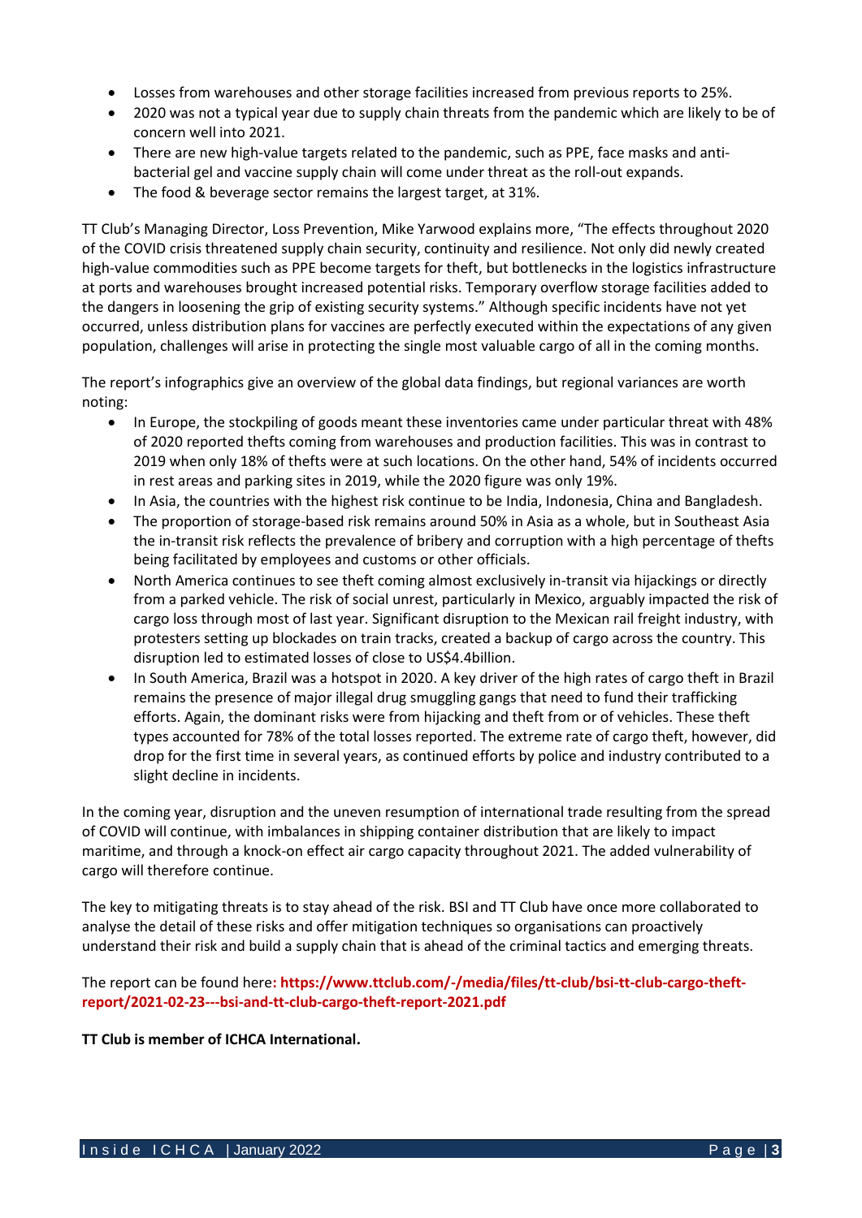- Losses from warehouses and other storage facilities increased from previous reports to 25%.
- 2020 was not a typical year due to supply chain threats from the pandemic which are likely to be of concern well into 2021.
- There are new high-value targets related to the pandemic, such as PPE, face masks and anti-bacterial gel and vaccine supply chain will come under threat as the roll-out expands.
- The food & beverage sector remains the largest target, at 31%.

TT Club's Managing Director, Loss Prevention, Mike Yarwood explains more, "The effects throughout 2020 of the COVID crisis threatened supply chain security, continuity and resilience. Not only did newly created high-value commodities such as PPE become targets for theft, but bottlenecks in the logistics infrastructure at ports and warehouses brought increased potential risks. Temporary overflow storage facilities added to the dangers in loosening the grip of existing security systems." Although specific incidents have not yet occurred, unless distribution plans for vaccines are perfectly executed within the expectations of any given population, challenges will arise in protecting the single most valuable cargo of all in the coming months.

The report's infographics give an overview of the global data findings, but regional variances are worth noting:

- In Europe, the stockpiling of goods meant these inventories came under particular threat with 48% of 2020 reported thefts coming from warehouses and production facilities. This was in contrast to 2019 when only 18% of thefts were at such locations. On the other hand, 54% of incidents occurred in rest areas and parking sites in 2019, while the 2020 figure was only 19%.
- In Asia, the countries with the highest risk continue to be India, Indonesia, China and Bangladesh.
- The proportion of storage-based risk remains around 50% in Asia as a whole, but in Southeast Asia the in-transit risk reflects the prevalence of bribery and corruption with a high percentage of thefts being facilitated by employees and customs or other officials.
- North America continues to see theft coming almost exclusively in-transit via hijackings or directly from a parked vehicle. The risk of social unrest, particularly in Mexico, arguably impacted the risk of cargo loss through most of last year. Significant disruption to the Mexican rail freight industry, with protesters setting up blockades on train tracks, created a backup of cargo across the country. This disruption led to estimated losses of close to US$4.4billion.
- In South America, Brazil was a hotspot in 2020. A key driver of the high rates of cargo theft in Brazil remains the presence of major illegal drug smuggling gangs that need to fund their trafficking efforts. Again, the dominant risks were from hijacking and theft from or of vehicles. These theft types accounted for 78% of the total losses reported. The extreme rate of cargo theft, however, did drop for the first time in several years, as continued efforts by police and industry contributed to a slight decline in incidents.

In the coming year, disruption and the uneven resumption of international trade resulting from the spread of COVID will continue, with imbalances in shipping container distribution that are likely to impact maritime, and through a knock-on effect air cargo capacity throughout 2021. The added vulnerability of cargo will therefore continue.

The key to mitigating threats is to stay ahead of the risk. BSI and TT Club have once more collaborated to analyse the detail of these risks and offer mitigation techniques so organisations can proactively understand their risk and build a supply chain that is ahead of the criminal tactics and emerging threats.

The report can be found here**: https://www.ttclub.com/-/media/files/tt-club/bsi-tt-club-cargo-theft-report/2021-02-23---bsi-and-tt-club-cargo-theft-report-2021.pdf**

**TT Club is member of ICHCA International.**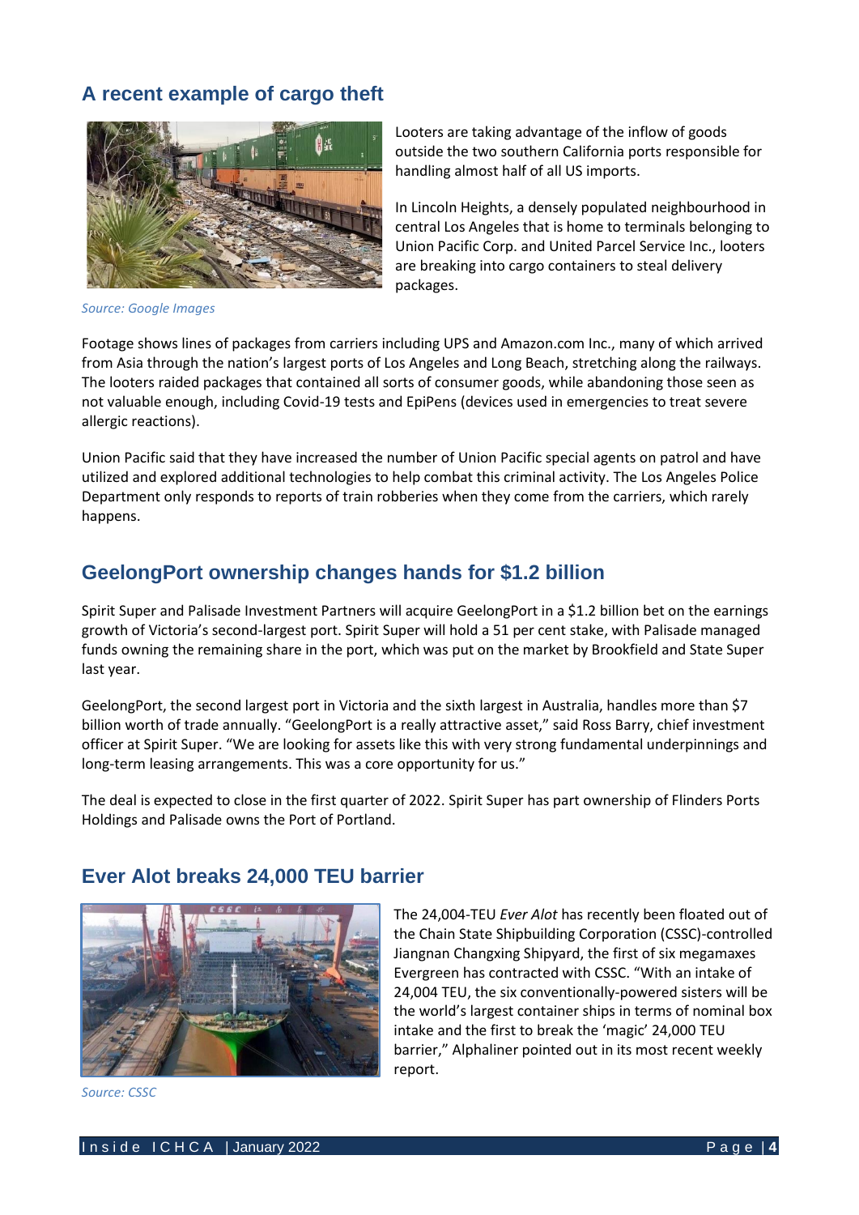## A recent example of cargo theft

Looters are taking advantage of the inflow of goods outside the two southern California ports responsible for handling almost half of all US imports.

In Lincoln Heights, a densely populated neighbourhood in central Los Angeles that is home to terminals belonging to Union Pacific Corp. and United Parcel Service Inc., looters are breaking into cargo containers to steal delivery packages.

*Source: Google Images*

Footage shows lines of packages from carriers including UPS and Amazon.com Inc., many of which arrived from Asia through the nation's largest ports of Los Angeles and Long Beach, stretching along the railways. The looters raided packages that contained all sorts of consumer goods, while abandoning those seen as not valuable enough, including Covid-19 tests and EpiPens (devices used in emergencies to treat severe allergic reactions).

Union Pacific said that they have increased the number of Union Pacific special agents on patrol and have utilized and explored additional technologies to help combat this criminal activity. The Los Angeles Police Department only responds to reports of train robberies when they come from the carriers, which rarely happens.

## GeelongPort ownership changes hands for $1.2 billion

Spirit Super and Palisade Investment Partners will acquire GeelongPort in a $1.2 billion bet on the earnings growth of Victoria's second-largest port. Spirit Super will hold a 51 per cent stake, with Palisade managed funds owning the remaining share in the port, which was put on the market by Brookfield and State Super last year.

GeelongPort, the second largest port in Victoria and the sixth largest in Australia, handles more than $7 billion worth of trade annually. "GeelongPort is a really attractive asset," said Ross Barry, chief investment officer at Spirit Super. "We are looking for assets like this with very strong fundamental underpinnings and long-term leasing arrangements. This was a core opportunity for us."

The deal is expected to close in the first quarter of 2022. Spirit Super has part ownership of Flinders Ports Holdings and Palisade owns the Port of Portland.

## Ever Alot breaks 24,000 TEU barrier

The 24,004-TEU *Ever Alot* has recently been floated out of the Chain State Shipbuilding Corporation (CSSC)-controlled Jiangnan Changxing Shipyard, the first of six megamaxes Evergreen has contracted with CSSC. "With an intake of 24,004 TEU, the six conventionally-powered sisters will be the world's largest container ships in terms of nominal box intake and the first to break the 'magic' 24,000 TEU barrier," Alphaliner pointed out in its most recent weekly report.

*Source: CSSC*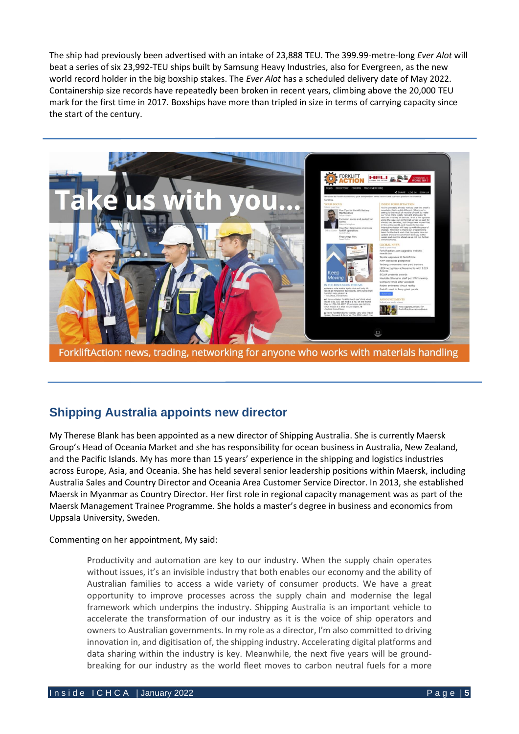The ship had previously been advertised with an intake of 23,888 TEU. The 399.99-metre-long *Ever Alot* will beat a series of six 23,992-TEU ships built by Samsung Heavy Industries, also for Evergreen, as the new world record holder in the big boxship stakes. The *Ever Alot* has a scheduled delivery date of May 2022. Containership size records have repeatedly been broken in recent years, climbing above the 20,000 TEU mark for the first time in 2017. Boxships have more than tripled in size in terms of carrying capacity since the start of the century.

Take us with you...

ForkliftAction: news, trading, networking for anyone who works with materials handling

## Shipping Australia appoints new director

My Therese Blank has been appointed as a new director of Shipping Australia. She is currently Maersk Group's Head of Oceania Market and she has responsibility for ocean business in Australia, New Zealand, and the Pacific Islands. My has more than 15 years' experience in the shipping and logistics industries across Europe, Asia, and Oceania. She has held several senior leadership positions within Maersk, including Australia Sales and Country Director and Oceania Area Customer Service Director. In 2013, she established Maersk in Myanmar as Country Director. Her first role in regional capacity management was as part of the Maersk Management Trainee Programme. She holds a master's degree in business and economics from Uppsala University, Sweden.

Commenting on her appointment, My said:

> Productivity and automation are key to our industry. When the supply chain operates without issues, it's an invisible industry that both enables our economy and the ability of Australian families to access a wide variety of consumer products. We have a great opportunity to improve processes across the supply chain and modernise the legal framework which underpins the industry. Shipping Australia is an important vehicle to accelerate the transformation of our industry as it is the voice of ship operators and owners to Australian governments. In my role as a director, I'm also committed to driving innovation in, and digitisation of, the shipping industry. Accelerating digital platforms and data sharing within the industry is key. Meanwhile, the next five years will be ground-breaking for our industry as the world fleet moves to carbon neutral fuels for a more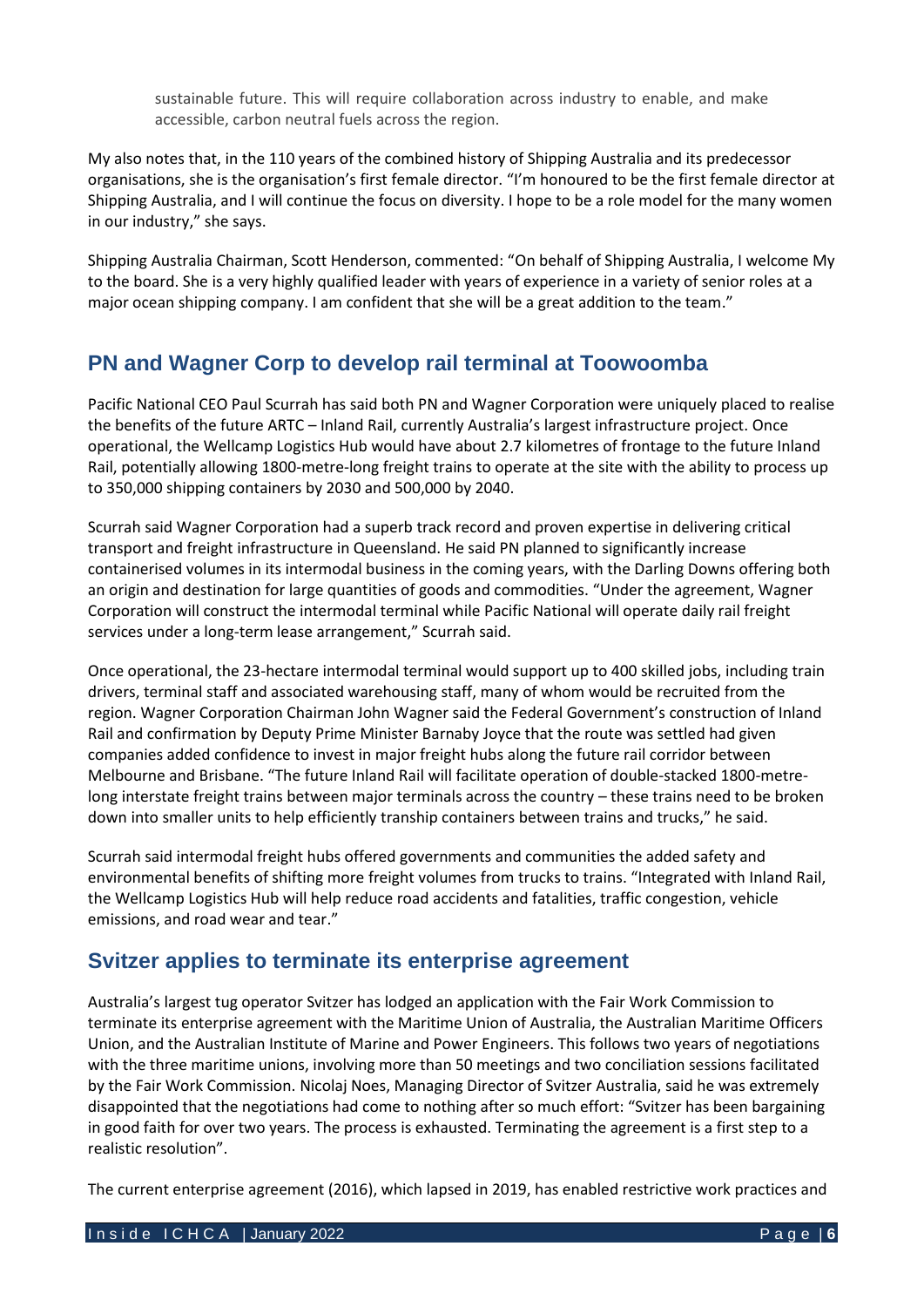sustainable future. This will require collaboration across industry to enable, and make accessible, carbon neutral fuels across the region.

My also notes that, in the 110 years of the combined history of Shipping Australia and its predecessor organisations, she is the organisation's first female director. "I'm honoured to be the first female director at Shipping Australia, and I will continue the focus on diversity. I hope to be a role model for the many women in our industry," she says.

Shipping Australia Chairman, Scott Henderson, commented: "On behalf of Shipping Australia, I welcome My to the board. She is a very highly qualified leader with years of experience in a variety of senior roles at a major ocean shipping company. I am confident that she will be a great addition to the team."

## PN and Wagner Corp to develop rail terminal at Toowoomba

Pacific National CEO Paul Scurrah has said both PN and Wagner Corporation were uniquely placed to realise the benefits of the future ARTC – Inland Rail, currently Australia's largest infrastructure project. Once operational, the Wellcamp Logistics Hub would have about 2.7 kilometres of frontage to the future Inland Rail, potentially allowing 1800-metre-long freight trains to operate at the site with the ability to process up to 350,000 shipping containers by 2030 and 500,000 by 2040.

Scurrah said Wagner Corporation had a superb track record and proven expertise in delivering critical transport and freight infrastructure in Queensland. He said PN planned to significantly increase containerised volumes in its intermodal business in the coming years, with the Darling Downs offering both an origin and destination for large quantities of goods and commodities. "Under the agreement, Wagner Corporation will construct the intermodal terminal while Pacific National will operate daily rail freight services under a long-term lease arrangement," Scurrah said.

Once operational, the 23-hectare intermodal terminal would support up to 400 skilled jobs, including train drivers, terminal staff and associated warehousing staff, many of whom would be recruited from the region. Wagner Corporation Chairman John Wagner said the Federal Government's construction of Inland Rail and confirmation by Deputy Prime Minister Barnaby Joyce that the route was settled had given companies added confidence to invest in major freight hubs along the future rail corridor between Melbourne and Brisbane. "The future Inland Rail will facilitate operation of double-stacked 1800-metre-long interstate freight trains between major terminals across the country – these trains need to be broken down into smaller units to help efficiently tranship containers between trains and trucks," he said.

Scurrah said intermodal freight hubs offered governments and communities the added safety and environmental benefits of shifting more freight volumes from trucks to trains. "Integrated with Inland Rail, the Wellcamp Logistics Hub will help reduce road accidents and fatalities, traffic congestion, vehicle emissions, and road wear and tear."

## Svitzer applies to terminate its enterprise agreement

Australia's largest tug operator Svitzer has lodged an application with the Fair Work Commission to terminate its enterprise agreement with the Maritime Union of Australia, the Australian Maritime Officers Union, and the Australian Institute of Marine and Power Engineers. This follows two years of negotiations with the three maritime unions, involving more than 50 meetings and two conciliation sessions facilitated by the Fair Work Commission. Nicolaj Noes, Managing Director of Svitzer Australia, said he was extremely disappointed that the negotiations had come to nothing after so much effort: "Svitzer has been bargaining in good faith for over two years. The process is exhausted. Terminating the agreement is a first step to a realistic resolution".

The current enterprise agreement (2016), which lapsed in 2019, has enabled restrictive work practices and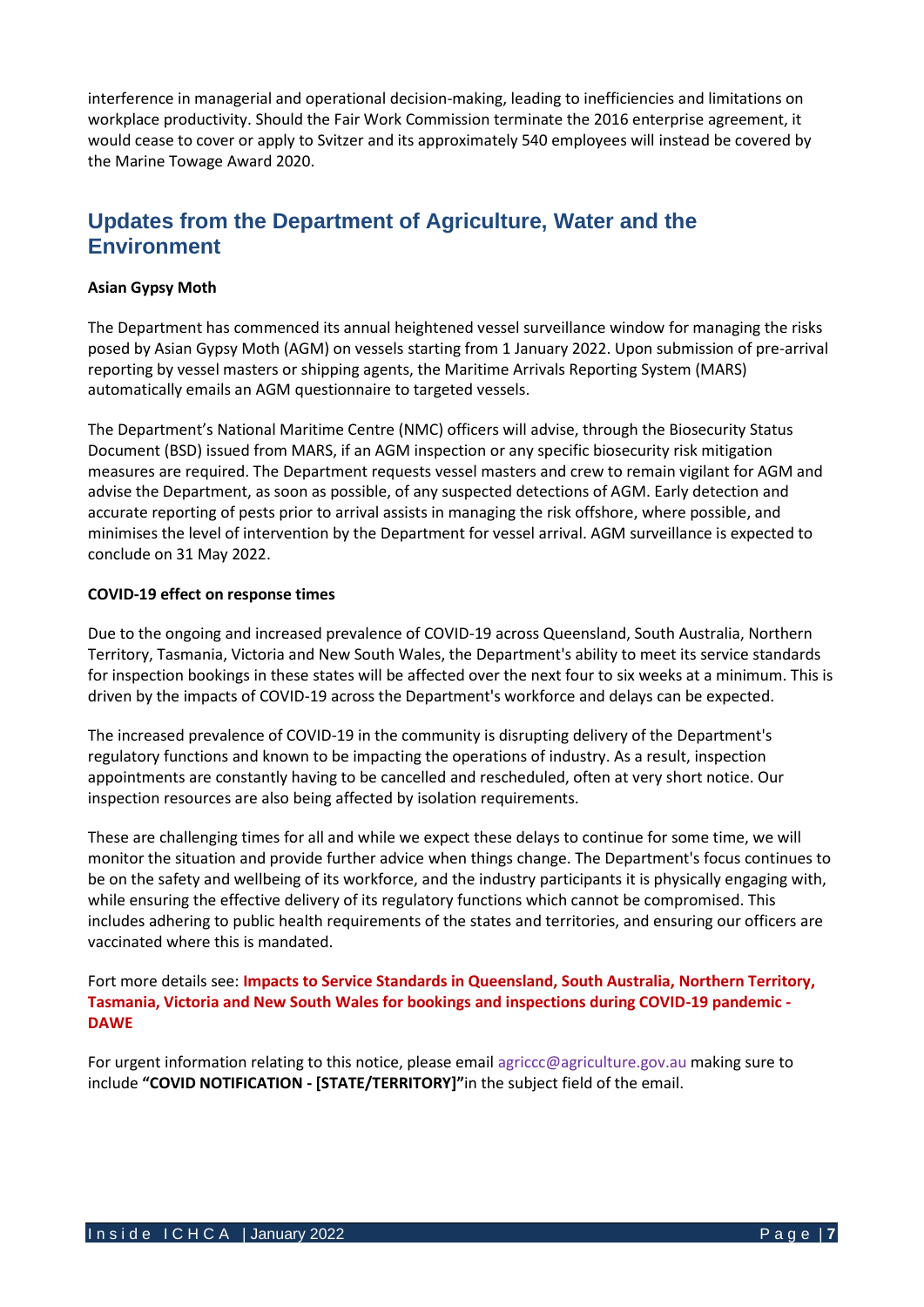interference in managerial and operational decision-making, leading to inefficiencies and limitations on workplace productivity. Should the Fair Work Commission terminate the 2016 enterprise agreement, it would cease to cover or apply to Svitzer and its approximately 540 employees will instead be covered by the Marine Towage Award 2020.

## Updates from the Department of Agriculture, Water and the Environment

**Asian Gypsy Moth**

The Department has commenced its annual heightened vessel surveillance window for managing the risks posed by Asian Gypsy Moth (AGM) on vessels starting from 1 January 2022. Upon submission of pre-arrival reporting by vessel masters or shipping agents, the Maritime Arrivals Reporting System (MARS) automatically emails an AGM questionnaire to targeted vessels.

The Department's National Maritime Centre (NMC) officers will advise, through the Biosecurity Status Document (BSD) issued from MARS, if an AGM inspection or any specific biosecurity risk mitigation measures are required. The Department requests vessel masters and crew to remain vigilant for AGM and advise the Department, as soon as possible, of any suspected detections of AGM. Early detection and accurate reporting of pests prior to arrival assists in managing the risk offshore, where possible, and minimises the level of intervention by the Department for vessel arrival. AGM surveillance is expected to conclude on 31 May 2022.

**COVID-19 effect on response times**

Due to the ongoing and increased prevalence of COVID-19 across Queensland, South Australia, Northern Territory, Tasmania, Victoria and New South Wales, the Department's ability to meet its service standards for inspection bookings in these states will be affected over the next four to six weeks at a minimum. This is driven by the impacts of COVID-19 across the Department's workforce and delays can be expected.

The increased prevalence of COVID-19 in the community is disrupting delivery of the Department's regulatory functions and known to be impacting the operations of industry. As a result, inspection appointments are constantly having to be cancelled and rescheduled, often at very short notice. Our inspection resources are also being affected by isolation requirements.

These are challenging times for all and while we expect these delays to continue for some time, we will monitor the situation and provide further advice when things change. The Department's focus continues to be on the safety and wellbeing of its workforce, and the industry participants it is physically engaging with, while ensuring the effective delivery of its regulatory functions which cannot be compromised. This includes adhering to public health requirements of the states and territories, and ensuring our officers are vaccinated where this is mandated.

Fort more details see: **Impacts to Service Standards in Queensland, South Australia, Northern Territory, Tasmania, Victoria and New South Wales for bookings and inspections during COVID-19 pandemic - DAWE**

For urgent information relating to this notice, please email agriccc@agriculture.gov.au making sure to include **"COVID NOTIFICATION - [STATE/TERRITORY]"**in the subject field of the email.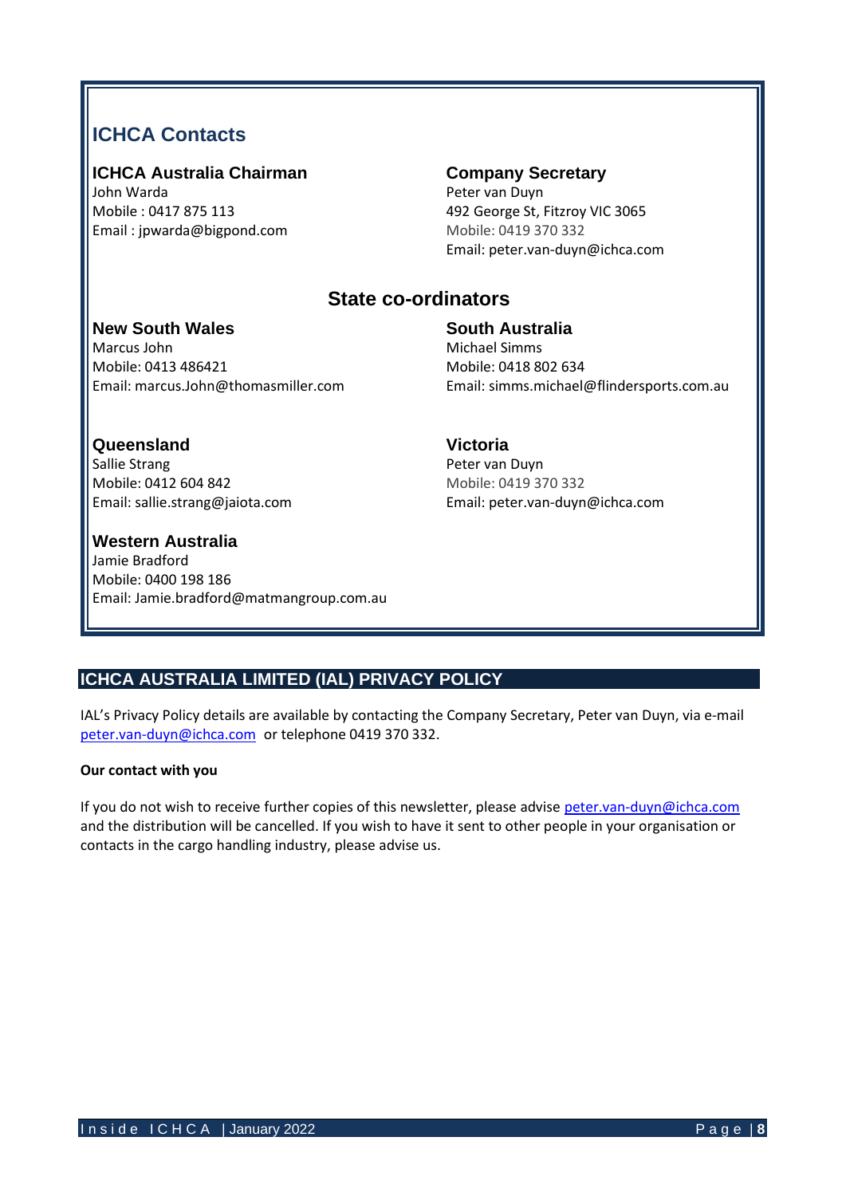## ICHCA Contacts

### ICHCA Australia Chairman

John Warda
Mobile : 0417 875 113
Email : jpwarda@bigpond.com

### Company Secretary

Peter van Duyn
492 George St, Fitzroy VIC 3065
Mobile: 0419 370 332
Email: peter.van-duyn@ichca.com

### State co-ordinators

### New South Wales

Marcus John
Mobile: 0413 486421
Email: marcus.John@thomasmiller.com

### South Australia

Michael Simms
Mobile: 0418 802 634
Email: simms.michael@flindersports.com.au

### Queensland

Sallie Strang
Mobile: 0412 604 842
Email: sallie.strang@jaiota.com

### Victoria

Peter van Duyn
Mobile: 0419 370 332
Email: peter.van-duyn@ichca.com

### Western Australia

Jamie Bradford
Mobile: 0400 198 186
Email: Jamie.bradford@matmangroup.com.au

## ICHCA AUSTRALIA LIMITED (IAL) PRIVACY POLICY

IAL's Privacy Policy details are available by contacting the Company Secretary, Peter van Duyn, via e-mail peter.van-duyn@ichca.com or telephone 0419 370 332.

**Our contact with you**

If you do not wish to receive further copies of this newsletter, please advise peter.van-duyn@ichca.com and the distribution will be cancelled. If you wish to have it sent to other people in your organisation or contacts in the cargo handling industry, please advise us.